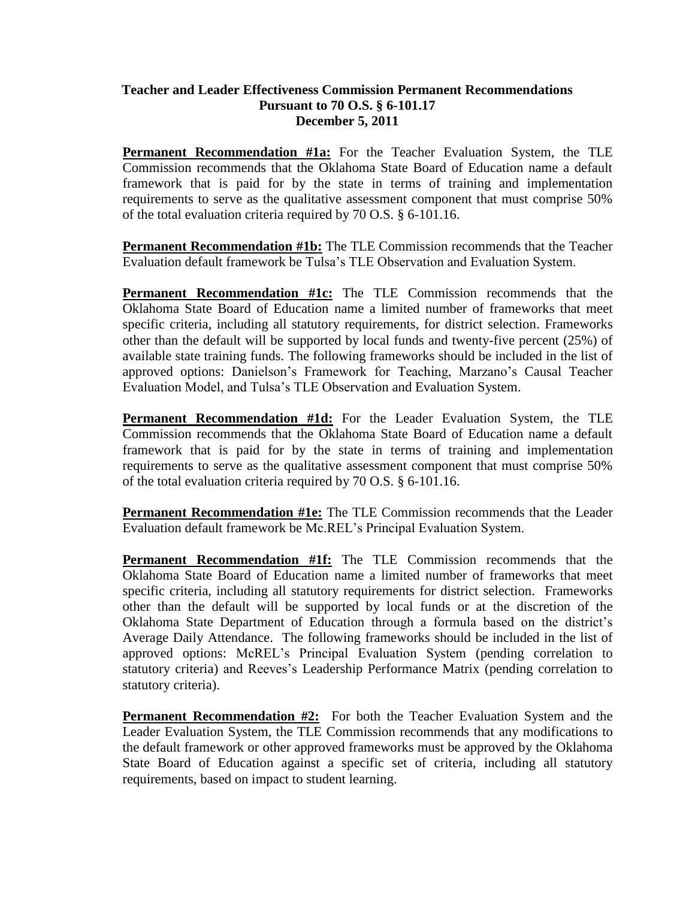**Teacher and Leader Effectiveness Commission Permanent Recommendations**
**Pursuant to 70 O.S. § 6-101.17**
**December 5, 2011**

**Permanent Recommendation #1a:** For the Teacher Evaluation System, the TLE Commission recommends that the Oklahoma State Board of Education name a default framework that is paid for by the state in terms of training and implementation requirements to serve as the qualitative assessment component that must comprise 50% of the total evaluation criteria required by 70 O.S. § 6-101.16.

**Permanent Recommendation #1b:** The TLE Commission recommends that the Teacher Evaluation default framework be Tulsa's TLE Observation and Evaluation System.

**Permanent Recommendation #1c:** The TLE Commission recommends that the Oklahoma State Board of Education name a limited number of frameworks that meet specific criteria, including all statutory requirements, for district selection. Frameworks other than the default will be supported by local funds and twenty-five percent (25%) of available state training funds. The following frameworks should be included in the list of approved options: Danielson's Framework for Teaching, Marzano's Causal Teacher Evaluation Model, and Tulsa's TLE Observation and Evaluation System.

**Permanent Recommendation #1d:** For the Leader Evaluation System, the TLE Commission recommends that the Oklahoma State Board of Education name a default framework that is paid for by the state in terms of training and implementation requirements to serve as the qualitative assessment component that must comprise 50% of the total evaluation criteria required by 70 O.S. § 6-101.16.

**Permanent Recommendation #1e:** The TLE Commission recommends that the Leader Evaluation default framework be Mc.REL's Principal Evaluation System.

**Permanent Recommendation #1f:** The TLE Commission recommends that the Oklahoma State Board of Education name a limited number of frameworks that meet specific criteria, including all statutory requirements for district selection. Frameworks other than the default will be supported by local funds or at the discretion of the Oklahoma State Department of Education through a formula based on the district's Average Daily Attendance. The following frameworks should be included in the list of approved options: McREL's Principal Evaluation System (pending correlation to statutory criteria) and Reeves's Leadership Performance Matrix (pending correlation to statutory criteria).

**Permanent Recommendation #2:** For both the Teacher Evaluation System and the Leader Evaluation System, the TLE Commission recommends that any modifications to the default framework or other approved frameworks must be approved by the Oklahoma State Board of Education against a specific set of criteria, including all statutory requirements, based on impact to student learning.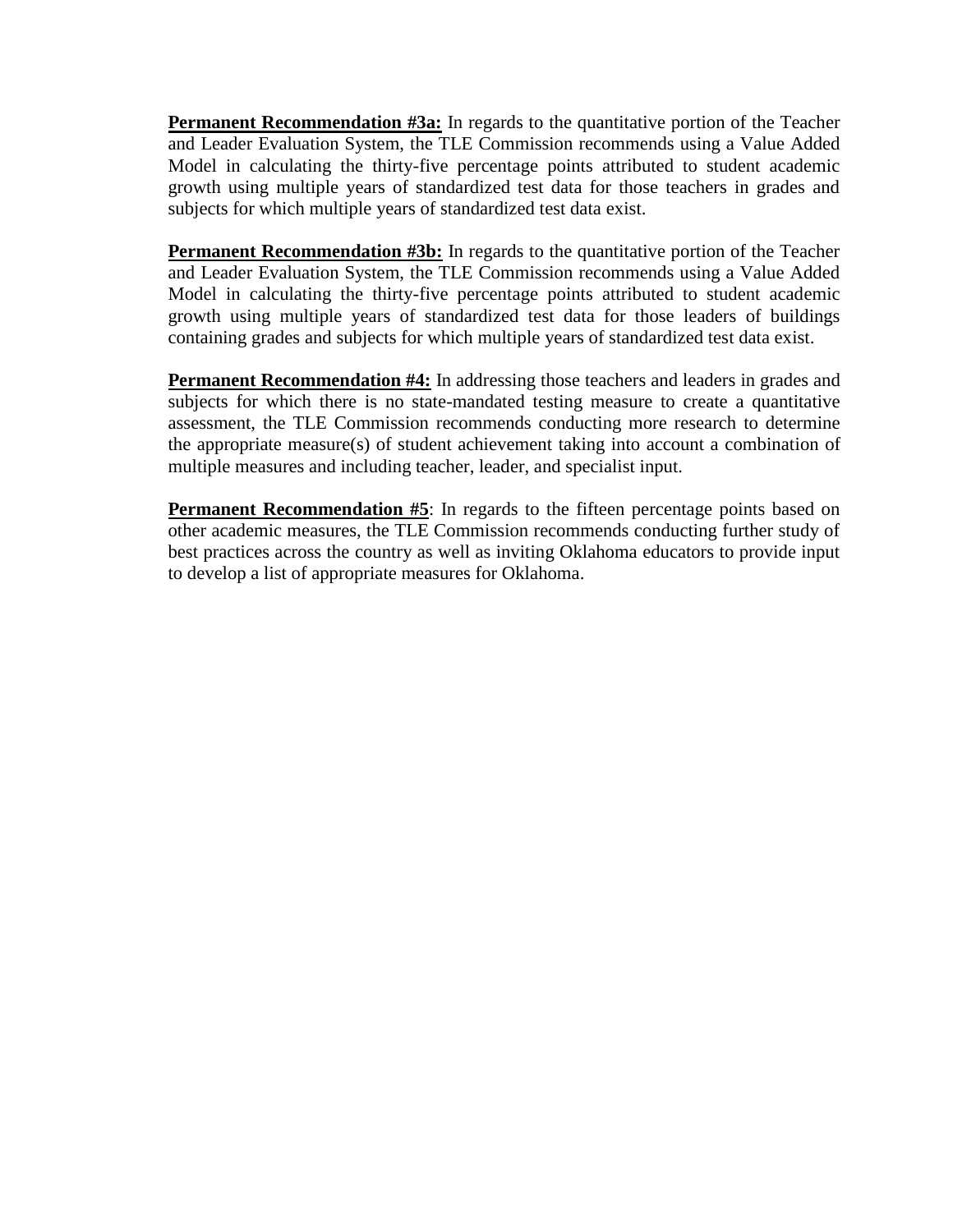**Permanent Recommendation #3a:** In regards to the quantitative portion of the Teacher and Leader Evaluation System, the TLE Commission recommends using a Value Added Model in calculating the thirty-five percentage points attributed to student academic growth using multiple years of standardized test data for those teachers in grades and subjects for which multiple years of standardized test data exist.

**Permanent Recommendation #3b:** In regards to the quantitative portion of the Teacher and Leader Evaluation System, the TLE Commission recommends using a Value Added Model in calculating the thirty-five percentage points attributed to student academic growth using multiple years of standardized test data for those leaders of buildings containing grades and subjects for which multiple years of standardized test data exist.

**Permanent Recommendation #4:** In addressing those teachers and leaders in grades and subjects for which there is no state-mandated testing measure to create a quantitative assessment, the TLE Commission recommends conducting more research to determine the appropriate measure(s) of student achievement taking into account a combination of multiple measures and including teacher, leader, and specialist input.

**Permanent Recommendation #5**: In regards to the fifteen percentage points based on other academic measures, the TLE Commission recommends conducting further study of best practices across the country as well as inviting Oklahoma educators to provide input to develop a list of appropriate measures for Oklahoma.